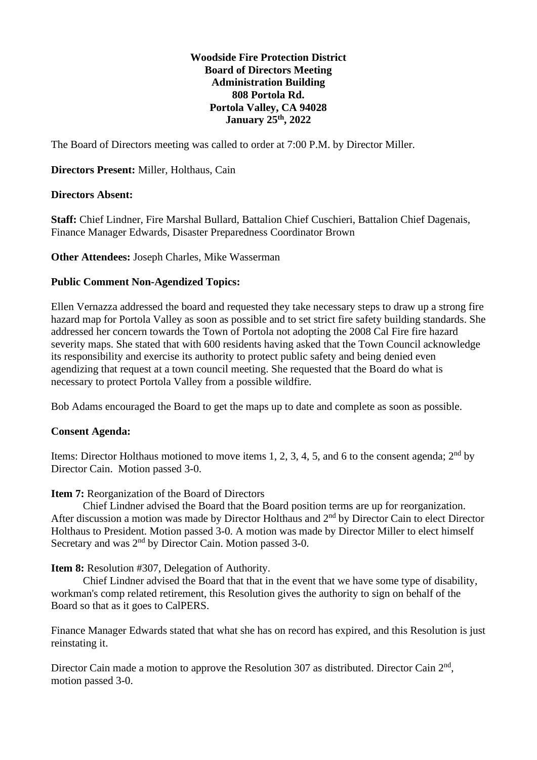**Woodside Fire Protection District**
**Board of Directors Meeting**
**Administration Building**
**808 Portola Rd.**
**Portola Valley, CA 94028**
**January 25th, 2022**

The Board of Directors meeting was called to order at 7:00 P.M. by Director Miller.

**Directors Present:** Miller, Holthaus, Cain

**Directors Absent:**

**Staff:** Chief Lindner, Fire Marshal Bullard, Battalion Chief Cuschieri, Battalion Chief Dagenais, Finance Manager Edwards, Disaster Preparedness Coordinator Brown

**Other Attendees:** Joseph Charles, Mike Wasserman

**Public Comment Non-Agendized Topics:**

Ellen Vernazza addressed the board and requested they take necessary steps to draw up a strong fire hazard map for Portola Valley as soon as possible and to set strict fire safety building standards. She addressed her concern towards the Town of Portola not adopting the 2008 Cal Fire fire hazard severity maps. She stated that with 600 residents having asked that the Town Council acknowledge its responsibility and exercise its authority to protect public safety and being denied even agendizing that request at a town council meeting. She requested that the Board do what is necessary to protect Portola Valley from a possible wildfire.

Bob Adams encouraged the Board to get the maps up to date and complete as soon as possible.

**Consent Agenda:**

Items: Director Holthaus motioned to move items 1, 2, 3, 4, 5, and 6 to the consent agenda; 2nd by Director Cain. Motion passed 3-0.

**Item 7:** Reorganization of the Board of Directors

Chief Lindner advised the Board that the Board position terms are up for reorganization. After discussion a motion was made by Director Holthaus and 2nd by Director Cain to elect Director Holthaus to President. Motion passed 3-0. A motion was made by Director Miller to elect himself Secretary and was 2nd by Director Cain. Motion passed 3-0.

**Item 8:** Resolution #307, Delegation of Authority.

Chief Lindner advised the Board that that in the event that we have some type of disability, workman's comp related retirement, this Resolution gives the authority to sign on behalf of the Board so that as it goes to CalPERS.

Finance Manager Edwards stated that what she has on record has expired, and this Resolution is just reinstating it.

Director Cain made a motion to approve the Resolution 307 as distributed. Director Cain 2nd, motion passed 3-0.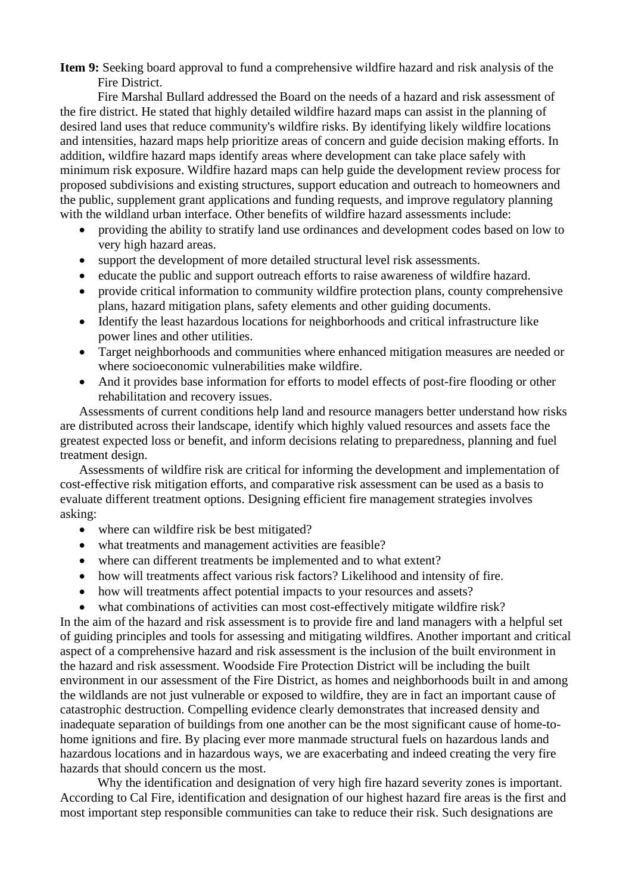**Item 9:** Seeking board approval to fund a comprehensive wildfire hazard and risk analysis of the Fire District.

Fire Marshal Bullard addressed the Board on the needs of a hazard and risk assessment of the fire district. He stated that highly detailed wildfire hazard maps can assist in the planning of desired land uses that reduce community's wildfire risks. By identifying likely wildfire locations and intensities, hazard maps help prioritize areas of concern and guide decision making efforts. In addition, wildfire hazard maps identify areas where development can take place safely with minimum risk exposure. Wildfire hazard maps can help guide the development review process for proposed subdivisions and existing structures, support education and outreach to homeowners and the public, supplement grant applications and funding requests, and improve regulatory planning with the wildland urban interface. Other benefits of wildfire hazard assessments include:

- providing the ability to stratify land use ordinances and development codes based on low to very high hazard areas.
- support the development of more detailed structural level risk assessments.
- educate the public and support outreach efforts to raise awareness of wildfire hazard.
- provide critical information to community wildfire protection plans, county comprehensive plans, hazard mitigation plans, safety elements and other guiding documents.
- Identify the least hazardous locations for neighborhoods and critical infrastructure like power lines and other utilities.
- Target neighborhoods and communities where enhanced mitigation measures are needed or where socioeconomic vulnerabilities make wildfire.
- And it provides base information for efforts to model effects of post-fire flooding or other rehabilitation and recovery issues.

Assessments of current conditions help land and resource managers better understand how risks are distributed across their landscape, identify which highly valued resources and assets face the greatest expected loss or benefit, and inform decisions relating to preparedness, planning and fuel treatment design.

Assessments of wildfire risk are critical for informing the development and implementation of cost-effective risk mitigation efforts, and comparative risk assessment can be used as a basis to evaluate different treatment options. Designing efficient fire management strategies involves asking:

- where can wildfire risk be best mitigated?
- what treatments and management activities are feasible?
- where can different treatments be implemented and to what extent?
- how will treatments affect various risk factors? Likelihood and intensity of fire.
- how will treatments affect potential impacts to your resources and assets?
- what combinations of activities can most cost-effectively mitigate wildfire risk?

In the aim of the hazard and risk assessment is to provide fire and land managers with a helpful set of guiding principles and tools for assessing and mitigating wildfires. Another important and critical aspect of a comprehensive hazard and risk assessment is the inclusion of the built environment in the hazard and risk assessment. Woodside Fire Protection District will be including the built environment in our assessment of the Fire District, as homes and neighborhoods built in and among the wildlands are not just vulnerable or exposed to wildfire, they are in fact an important cause of catastrophic destruction. Compelling evidence clearly demonstrates that increased density and inadequate separation of buildings from one another can be the most significant cause of home-to-home ignitions and fire. By placing ever more manmade structural fuels on hazardous lands and hazardous locations and in hazardous ways, we are exacerbating and indeed creating the very fire hazards that should concern us the most.

Why the identification and designation of very high fire hazard severity zones is important. According to Cal Fire, identification and designation of our highest hazard fire areas is the first and most important step responsible communities can take to reduce their risk. Such designations are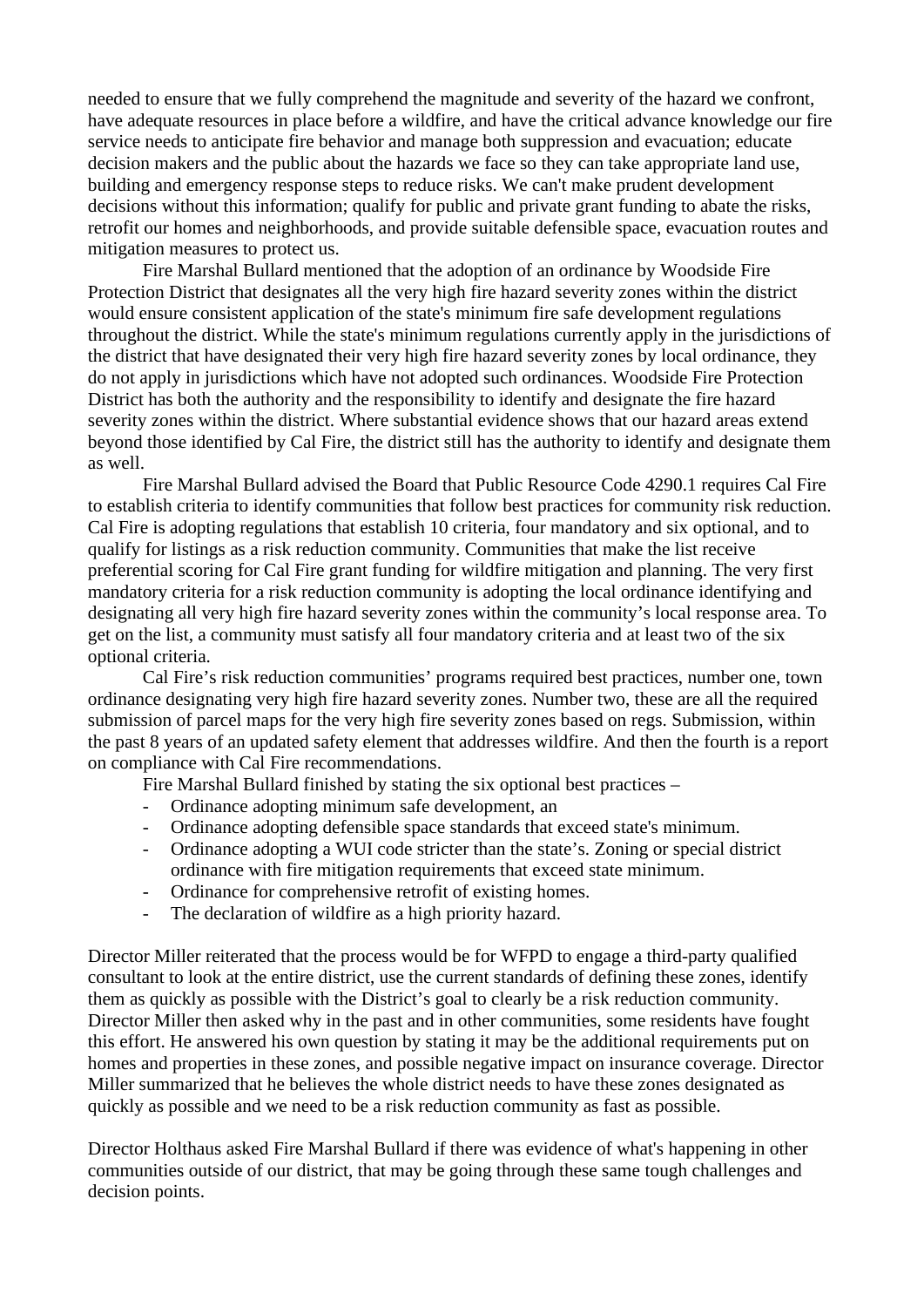needed to ensure that we fully comprehend the magnitude and severity of the hazard we confront, have adequate resources in place before a wildfire, and have the critical advance knowledge our fire service needs to anticipate fire behavior and manage both suppression and evacuation; educate decision makers and the public about the hazards we face so they can take appropriate land use, building and emergency response steps to reduce risks. We can't make prudent development decisions without this information; qualify for public and private grant funding to abate the risks, retrofit our homes and neighborhoods, and provide suitable defensible space, evacuation routes and mitigation measures to protect us.

Fire Marshal Bullard mentioned that the adoption of an ordinance by Woodside Fire Protection District that designates all the very high fire hazard severity zones within the district would ensure consistent application of the state's minimum fire safe development regulations throughout the district. While the state's minimum regulations currently apply in the jurisdictions of the district that have designated their very high fire hazard severity zones by local ordinance, they do not apply in jurisdictions which have not adopted such ordinances. Woodside Fire Protection District has both the authority and the responsibility to identify and designate the fire hazard severity zones within the district. Where substantial evidence shows that our hazard areas extend beyond those identified by Cal Fire, the district still has the authority to identify and designate them as well.

Fire Marshal Bullard advised the Board that Public Resource Code 4290.1 requires Cal Fire to establish criteria to identify communities that follow best practices for community risk reduction. Cal Fire is adopting regulations that establish 10 criteria, four mandatory and six optional, and to qualify for listings as a risk reduction community. Communities that make the list receive preferential scoring for Cal Fire grant funding for wildfire mitigation and planning. The very first mandatory criteria for a risk reduction community is adopting the local ordinance identifying and designating all very high fire hazard severity zones within the community's local response area. To get on the list, a community must satisfy all four mandatory criteria and at least two of the six optional criteria.

Cal Fire's risk reduction communities' programs required best practices, number one, town ordinance designating very high fire hazard severity zones. Number two, these are all the required submission of parcel maps for the very high fire severity zones based on regs. Submission, within the past 8 years of an updated safety element that addresses wildfire. And then the fourth is a report on compliance with Cal Fire recommendations.

Fire Marshal Bullard finished by stating the six optional best practices –

- Ordinance adopting minimum safe development, an
- Ordinance adopting defensible space standards that exceed state's minimum.
- Ordinance adopting a WUI code stricter than the state's. Zoning or special district ordinance with fire mitigation requirements that exceed state minimum.
- Ordinance for comprehensive retrofit of existing homes.
- The declaration of wildfire as a high priority hazard.

Director Miller reiterated that the process would be for WFPD to engage a third-party qualified consultant to look at the entire district, use the current standards of defining these zones, identify them as quickly as possible with the District's goal to clearly be a risk reduction community. Director Miller then asked why in the past and in other communities, some residents have fought this effort. He answered his own question by stating it may be the additional requirements put on homes and properties in these zones, and possible negative impact on insurance coverage. Director Miller summarized that he believes the whole district needs to have these zones designated as quickly as possible and we need to be a risk reduction community as fast as possible.

Director Holthaus asked Fire Marshal Bullard if there was evidence of what's happening in other communities outside of our district, that may be going through these same tough challenges and decision points.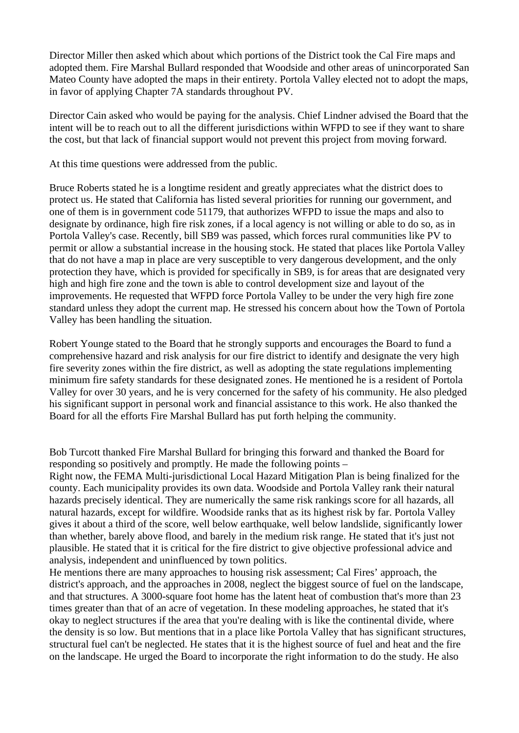Director Miller then asked which about which portions of the District took the Cal Fire maps and adopted them. Fire Marshal Bullard responded that Woodside and other areas of unincorporated San Mateo County have adopted the maps in their entirety. Portola Valley elected not to adopt the maps, in favor of applying Chapter 7A standards throughout PV.

Director Cain asked who would be paying for the analysis. Chief Lindner advised the Board that the intent will be to reach out to all the different jurisdictions within WFPD to see if they want to share the cost, but that lack of financial support would not prevent this project from moving forward.

At this time questions were addressed from the public.

Bruce Roberts stated he is a longtime resident and greatly appreciates what the district does to protect us. He stated that California has listed several priorities for running our government, and one of them is in government code 51179, that authorizes WFPD to issue the maps and also to designate by ordinance, high fire risk zones, if a local agency is not willing or able to do so, as in Portola Valley's case. Recently, bill SB9 was passed, which forces rural communities like PV to permit or allow a substantial increase in the housing stock. He stated that places like Portola Valley that do not have a map in place are very susceptible to very dangerous development, and the only protection they have, which is provided for specifically in SB9, is for areas that are designated very high and high fire zone and the town is able to control development size and layout of the improvements. He requested that WFPD force Portola Valley to be under the very high fire zone standard unless they adopt the current map. He stressed his concern about how the Town of Portola Valley has been handling the situation.

Robert Younge stated to the Board that he strongly supports and encourages the Board to fund a comprehensive hazard and risk analysis for our fire district to identify and designate the very high fire severity zones within the fire district, as well as adopting the state regulations implementing minimum fire safety standards for these designated zones. He mentioned he is a resident of Portola Valley for over 30 years, and he is very concerned for the safety of his community. He also pledged his significant support in personal work and financial assistance to this work. He also thanked the Board for all the efforts Fire Marshal Bullard has put forth helping the community.

Bob Turcott thanked Fire Marshal Bullard for bringing this forward and thanked the Board for responding so positively and promptly. He made the following points –
Right now, the FEMA Multi-jurisdictional Local Hazard Mitigation Plan is being finalized for the county. Each municipality provides its own data. Woodside and Portola Valley rank their natural hazards precisely identical. They are numerically the same risk rankings score for all hazards, all natural hazards, except for wildfire. Woodside ranks that as its highest risk by far. Portola Valley gives it about a third of the score, well below earthquake, well below landslide, significantly lower than whether, barely above flood, and barely in the medium risk range. He stated that it's just not plausible. He stated that it is critical for the fire district to give objective professional advice and analysis, independent and uninfluenced by town politics.
He mentions there are many approaches to housing risk assessment; Cal Fires' approach, the district's approach, and the approaches in 2008, neglect the biggest source of fuel on the landscape, and that structures. A 3000-square foot home has the latent heat of combustion that's more than 23 times greater than that of an acre of vegetation. In these modeling approaches, he stated that it's okay to neglect structures if the area that you're dealing with is like the continental divide, where the density is so low. But mentions that in a place like Portola Valley that has significant structures, structural fuel can't be neglected. He states that it is the highest source of fuel and heat and the fire on the landscape. He urged the Board to incorporate the right information to do the study. He also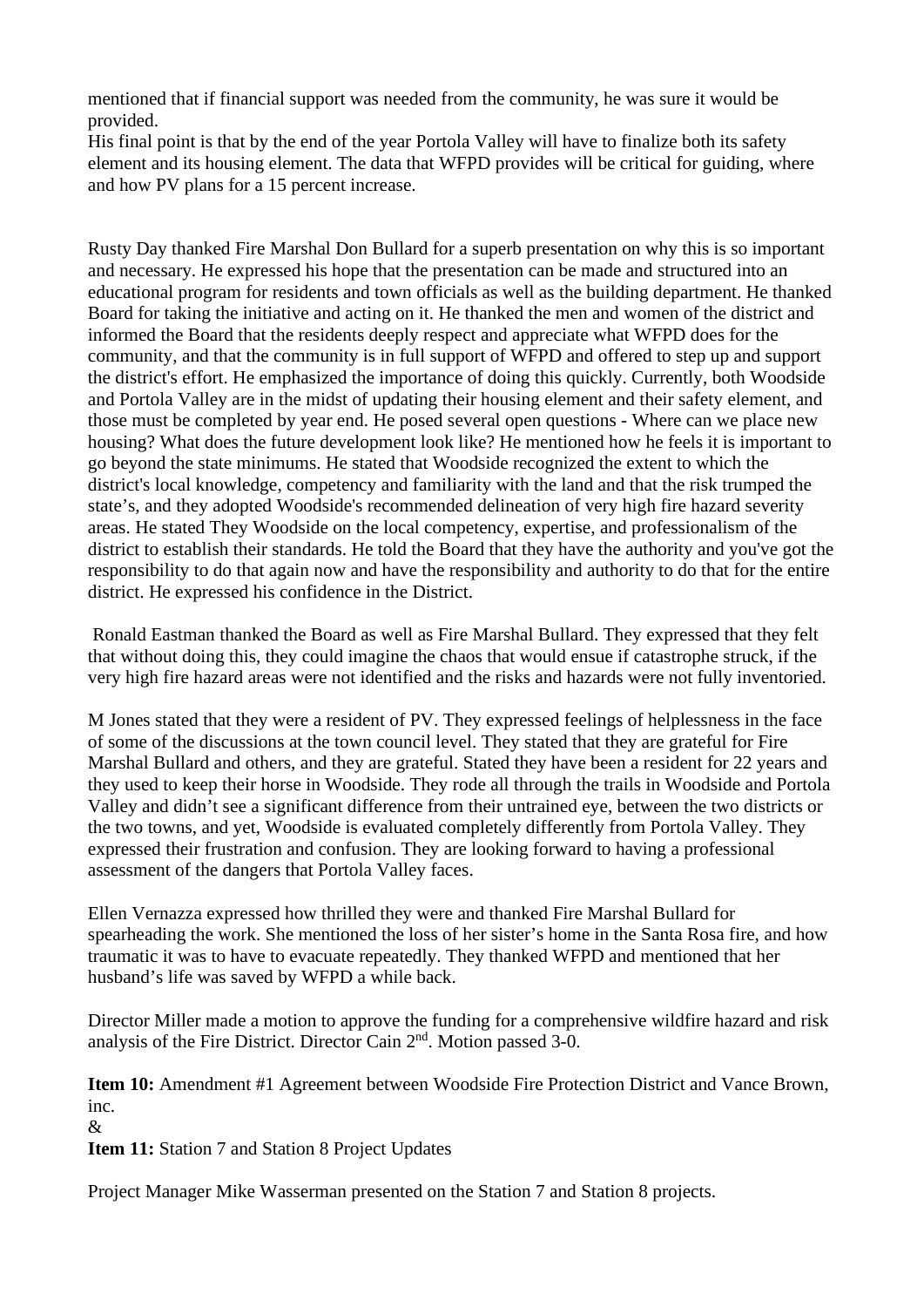mentioned that if financial support was needed from the community, he was sure it would be provided.
His final point is that by the end of the year Portola Valley will have to finalize both its safety element and its housing element. The data that WFPD provides will be critical for guiding, where and how PV plans for a 15 percent increase.

Rusty Day thanked Fire Marshal Don Bullard for a superb presentation on why this is so important and necessary. He expressed his hope that the presentation can be made and structured into an educational program for residents and town officials as well as the building department. He thanked Board for taking the initiative and acting on it. He thanked the men and women of the district and informed the Board that the residents deeply respect and appreciate what WFPD does for the community, and that the community is in full support of WFPD and offered to step up and support the district's effort. He emphasized the importance of doing this quickly. Currently, both Woodside and Portola Valley are in the midst of updating their housing element and their safety element, and those must be completed by year end. He posed several open questions - Where can we place new housing? What does the future development look like? He mentioned how he feels it is important to go beyond the state minimums. He stated that Woodside recognized the extent to which the district's local knowledge, competency and familiarity with the land and that the risk trumped the state's, and they adopted Woodside's recommended delineation of very high fire hazard severity areas. He stated They Woodside on the local competency, expertise, and professionalism of the district to establish their standards. He told the Board that they have the authority and you've got the responsibility to do that again now and have the responsibility and authority to do that for the entire district. He expressed his confidence in the District.

Ronald Eastman thanked the Board as well as Fire Marshal Bullard. They expressed that they felt that without doing this, they could imagine the chaos that would ensue if catastrophe struck, if the very high fire hazard areas were not identified and the risks and hazards were not fully inventoried.

M Jones stated that they were a resident of PV. They expressed feelings of helplessness in the face of some of the discussions at the town council level. They stated that they are grateful for Fire Marshal Bullard and others, and they are grateful. Stated they have been a resident for 22 years and they used to keep their horse in Woodside. They rode all through the trails in Woodside and Portola Valley and didn't see a significant difference from their untrained eye, between the two districts or the two towns, and yet, Woodside is evaluated completely differently from Portola Valley. They expressed their frustration and confusion. They are looking forward to having a professional assessment of the dangers that Portola Valley faces.

Ellen Vernazza expressed how thrilled they were and thanked Fire Marshal Bullard for spearheading the work. She mentioned the loss of her sister's home in the Santa Rosa fire, and how traumatic it was to have to evacuate repeatedly. They thanked WFPD and mentioned that her husband's life was saved by WFPD a while back.

Director Miller made a motion to approve the funding for a comprehensive wildfire hazard and risk analysis of the Fire District. Director Cain 2nd. Motion passed 3-0.

**Item 10:** Amendment #1 Agreement between Woodside Fire Protection District and Vance Brown, inc.
&
**Item 11:** Station 7 and Station 8 Project Updates

Project Manager Mike Wasserman presented on the Station 7 and Station 8 projects.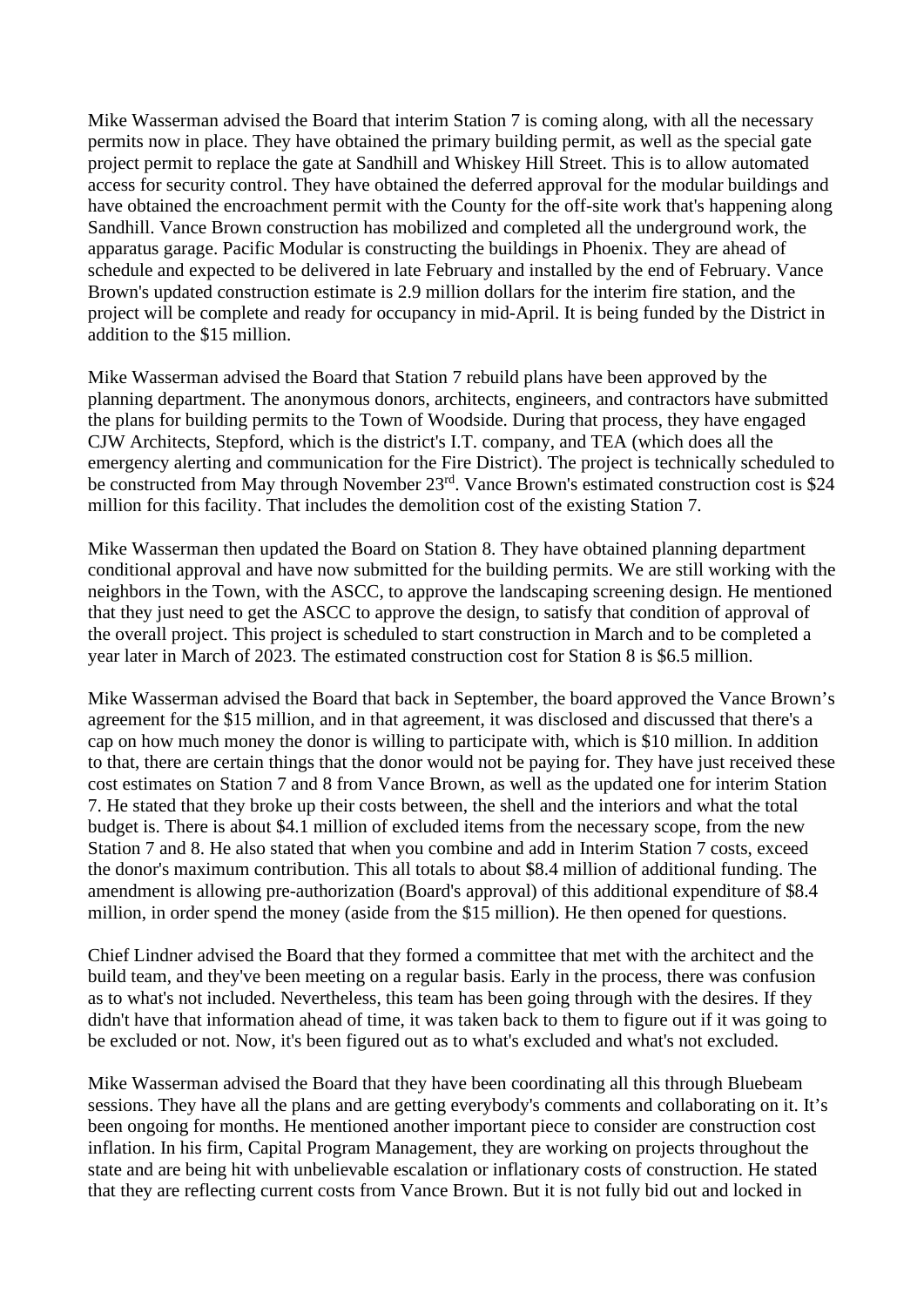Mike Wasserman advised the Board that interim Station 7 is coming along, with all the necessary permits now in place. They have obtained the primary building permit, as well as the special gate project permit to replace the gate at Sandhill and Whiskey Hill Street. This is to allow automated access for security control. They have obtained the deferred approval for the modular buildings and have obtained the encroachment permit with the County for the off-site work that's happening along Sandhill. Vance Brown construction has mobilized and completed all the underground work, the apparatus garage. Pacific Modular is constructing the buildings in Phoenix. They are ahead of schedule and expected to be delivered in late February and installed by the end of February. Vance Brown's updated construction estimate is 2.9 million dollars for the interim fire station, and the project will be complete and ready for occupancy in mid-April. It is being funded by the District in addition to the $15 million.

Mike Wasserman advised the Board that Station 7 rebuild plans have been approved by the planning department. The anonymous donors, architects, engineers, and contractors have submitted the plans for building permits to the Town of Woodside. During that process, they have engaged CJW Architects, Stepford, which is the district's I.T. company, and TEA (which does all the emergency alerting and communication for the Fire District). The project is technically scheduled to be constructed from May through November 23rd. Vance Brown's estimated construction cost is $24 million for this facility. That includes the demolition cost of the existing Station 7.

Mike Wasserman then updated the Board on Station 8. They have obtained planning department conditional approval and have now submitted for the building permits. We are still working with the neighbors in the Town, with the ASCC, to approve the landscaping screening design. He mentioned that they just need to get the ASCC to approve the design, to satisfy that condition of approval of the overall project. This project is scheduled to start construction in March and to be completed a year later in March of 2023. The estimated construction cost for Station 8 is $6.5 million.

Mike Wasserman advised the Board that back in September, the board approved the Vance Brown's agreement for the $15 million, and in that agreement, it was disclosed and discussed that there's a cap on how much money the donor is willing to participate with, which is $10 million. In addition to that, there are certain things that the donor would not be paying for. They have just received these cost estimates on Station 7 and 8 from Vance Brown, as well as the updated one for interim Station 7. He stated that they broke up their costs between, the shell and the interiors and what the total budget is. There is about $4.1 million of excluded items from the necessary scope, from the new Station 7 and 8. He also stated that when you combine and add in Interim Station 7 costs, exceed the donor's maximum contribution. This all totals to about $8.4 million of additional funding. The amendment is allowing pre-authorization (Board's approval) of this additional expenditure of $8.4 million, in order spend the money (aside from the $15 million). He then opened for questions.

Chief Lindner advised the Board that they formed a committee that met with the architect and the build team, and they've been meeting on a regular basis. Early in the process, there was confusion as to what's not included. Nevertheless, this team has been going through with the desires. If they didn't have that information ahead of time, it was taken back to them to figure out if it was going to be excluded or not. Now, it's been figured out as to what's excluded and what's not excluded.

Mike Wasserman advised the Board that they have been coordinating all this through Bluebeam sessions. They have all the plans and are getting everybody's comments and collaborating on it. It's been ongoing for months. He mentioned another important piece to consider are construction cost inflation. In his firm, Capital Program Management, they are working on projects throughout the state and are being hit with unbelievable escalation or inflationary costs of construction. He stated that they are reflecting current costs from Vance Brown. But it is not fully bid out and locked in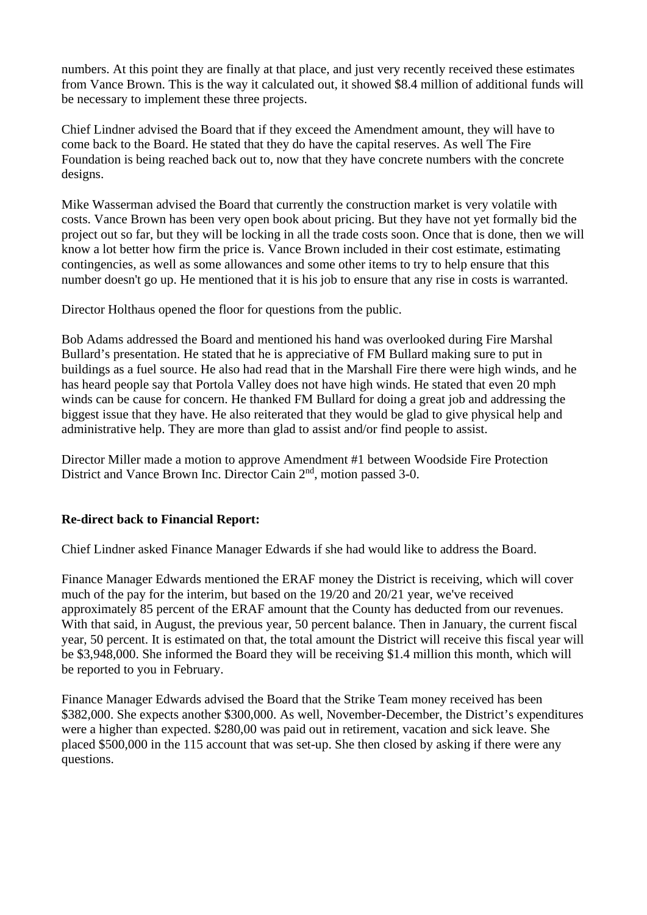numbers. At this point they are finally at that place, and just very recently received these estimates from Vance Brown. This is the way it calculated out, it showed \$8.4 million of additional funds will be necessary to implement these three projects.

Chief Lindner advised the Board that if they exceed the Amendment amount, they will have to come back to the Board. He stated that they do have the capital reserves. As well The Fire Foundation is being reached back out to, now that they have concrete numbers with the concrete designs.

Mike Wasserman advised the Board that currently the construction market is very volatile with costs. Vance Brown has been very open book about pricing. But they have not yet formally bid the project out so far, but they will be locking in all the trade costs soon. Once that is done, then we will know a lot better how firm the price is. Vance Brown included in their cost estimate, estimating contingencies, as well as some allowances and some other items to try to help ensure that this number doesn't go up. He mentioned that it is his job to ensure that any rise in costs is warranted.

Director Holthaus opened the floor for questions from the public.

Bob Adams addressed the Board and mentioned his hand was overlooked during Fire Marshal Bullard's presentation. He stated that he is appreciative of FM Bullard making sure to put in buildings as a fuel source. He also had read that in the Marshall Fire there were high winds, and he has heard people say that Portola Valley does not have high winds. He stated that even 20 mph winds can be cause for concern. He thanked FM Bullard for doing a great job and addressing the biggest issue that they have. He also reiterated that they would be glad to give physical help and administrative help. They are more than glad to assist and/or find people to assist.

Director Miller made a motion to approve Amendment #1 between Woodside Fire Protection District and Vance Brown Inc. Director Cain 2nd, motion passed 3-0.

**Re-direct back to Financial Report:**

Chief Lindner asked Finance Manager Edwards if she had would like to address the Board.

Finance Manager Edwards mentioned the ERAF money the District is receiving, which will cover much of the pay for the interim, but based on the 19/20 and 20/21 year, we've received approximately 85 percent of the ERAF amount that the County has deducted from our revenues. With that said, in August, the previous year, 50 percent balance. Then in January, the current fiscal year, 50 percent. It is estimated on that, the total amount the District will receive this fiscal year will be \$3,948,000. She informed the Board they will be receiving \$1.4 million this month, which will be reported to you in February.

Finance Manager Edwards advised the Board that the Strike Team money received has been \$382,000. She expects another \$300,000. As well, November-December, the District's expenditures were a higher than expected. \$280,00 was paid out in retirement, vacation and sick leave. She placed \$500,000 in the 115 account that was set-up. She then closed by asking if there were any questions.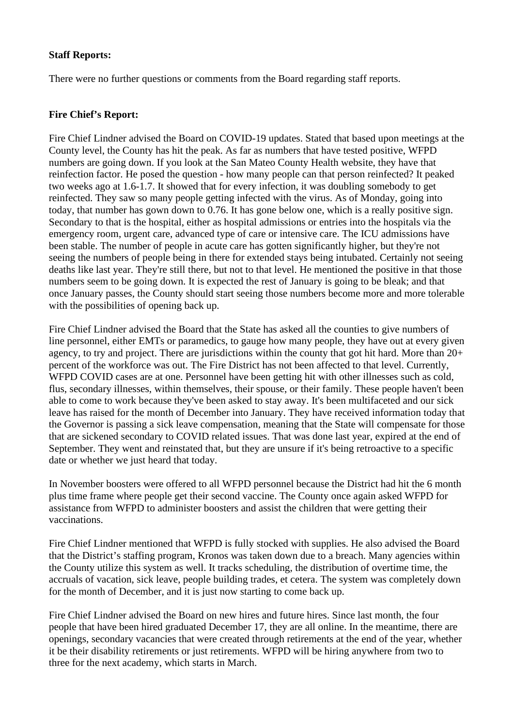**Staff Reports:**

There were no further questions or comments from the Board regarding staff reports.

**Fire Chief's Report:**

Fire Chief Lindner advised the Board on COVID-19 updates. Stated that based upon meetings at the County level, the County has hit the peak. As far as numbers that have tested positive, WFPD numbers are going down. If you look at the San Mateo County Health website, they have that reinfection factor. He posed the question - how many people can that person reinfected? It peaked two weeks ago at 1.6-1.7. It showed that for every infection, it was doubling somebody to get reinfected. They saw so many people getting infected with the virus. As of Monday, going into today, that number has gown down to 0.76. It has gone below one, which is a really positive sign. Secondary to that is the hospital, either as hospital admissions or entries into the hospitals via the emergency room, urgent care, advanced type of care or intensive care. The ICU admissions have been stable. The number of people in acute care has gotten significantly higher, but they're not seeing the numbers of people being in there for extended stays being intubated. Certainly not seeing deaths like last year. They're still there, but not to that level. He mentioned the positive in that those numbers seem to be going down. It is expected the rest of January is going to be bleak; and that once January passes, the County should start seeing those numbers become more and more tolerable with the possibilities of opening back up.

Fire Chief Lindner advised the Board that the State has asked all the counties to give numbers of line personnel, either EMTs or paramedics, to gauge how many people, they have out at every given agency, to try and project. There are jurisdictions within the county that got hit hard. More than 20+ percent of the workforce was out. The Fire District has not been affected to that level. Currently, WFPD COVID cases are at one. Personnel have been getting hit with other illnesses such as cold, flus, secondary illnesses, within themselves, their spouse, or their family. These people haven't been able to come to work because they've been asked to stay away. It's been multifaceted and our sick leave has raised for the month of December into January. They have received information today that the Governor is passing a sick leave compensation, meaning that the State will compensate for those that are sickened secondary to COVID related issues. That was done last year, expired at the end of September. They went and reinstated that, but they are unsure if it's being retroactive to a specific date or whether we just heard that today.

In November boosters were offered to all WFPD personnel because the District had hit the 6 month plus time frame where people get their second vaccine. The County once again asked WFPD for assistance from WFPD to administer boosters and assist the children that were getting their vaccinations.

Fire Chief Lindner mentioned that WFPD is fully stocked with supplies. He also advised the Board that the District's staffing program, Kronos was taken down due to a breach. Many agencies within the County utilize this system as well. It tracks scheduling, the distribution of overtime time, the accruals of vacation, sick leave, people building trades, et cetera. The system was completely down for the month of December, and it is just now starting to come back up.

Fire Chief Lindner advised the Board on new hires and future hires. Since last month, the four people that have been hired graduated December 17, they are all online. In the meantime, there are openings, secondary vacancies that were created through retirements at the end of the year, whether it be their disability retirements or just retirements. WFPD will be hiring anywhere from two to three for the next academy, which starts in March.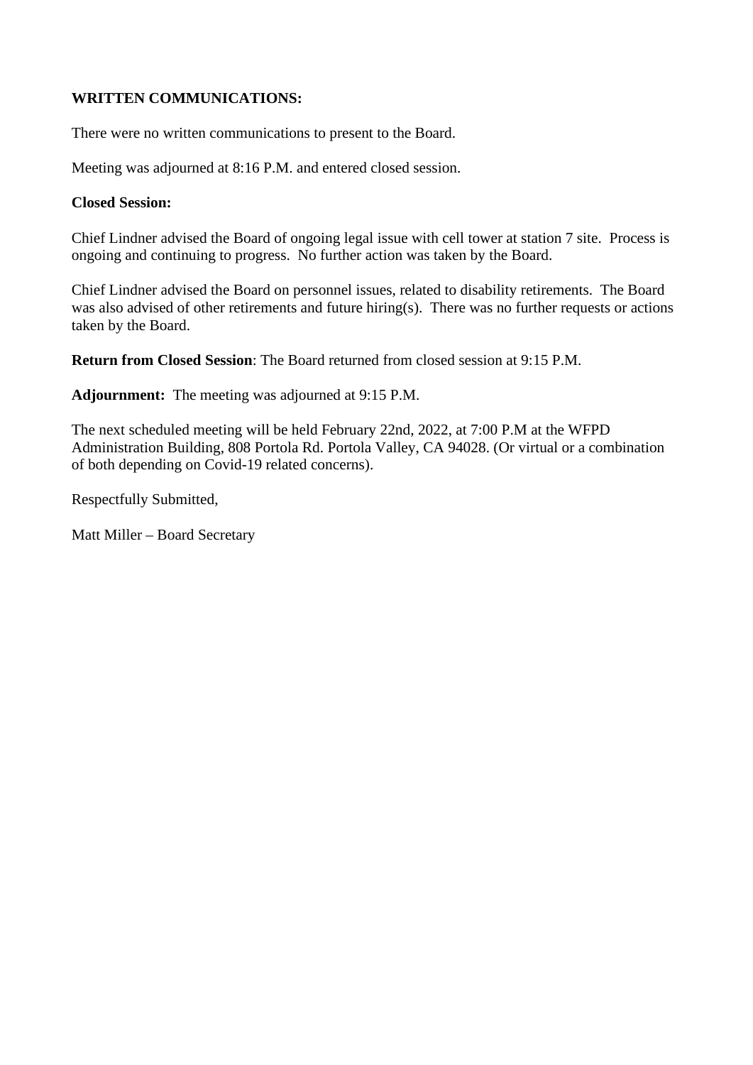**WRITTEN COMMUNICATIONS:**

There were no written communications to present to the Board.

Meeting was adjourned at 8:16 P.M. and entered closed session.

**Closed Session:**

Chief Lindner advised the Board of ongoing legal issue with cell tower at station 7 site. Process is ongoing and continuing to progress. No further action was taken by the Board.

Chief Lindner advised the Board on personnel issues, related to disability retirements. The Board was also advised of other retirements and future hiring(s). There was no further requests or actions taken by the Board.

**Return from Closed Session**: The Board returned from closed session at 9:15 P.M.

**Adjournment:** The meeting was adjourned at 9:15 P.M.

The next scheduled meeting will be held February 22nd, 2022, at 7:00 P.M at the WFPD Administration Building, 808 Portola Rd. Portola Valley, CA 94028. (Or virtual or a combination of both depending on Covid-19 related concerns).

Respectfully Submitted,

Matt Miller – Board Secretary